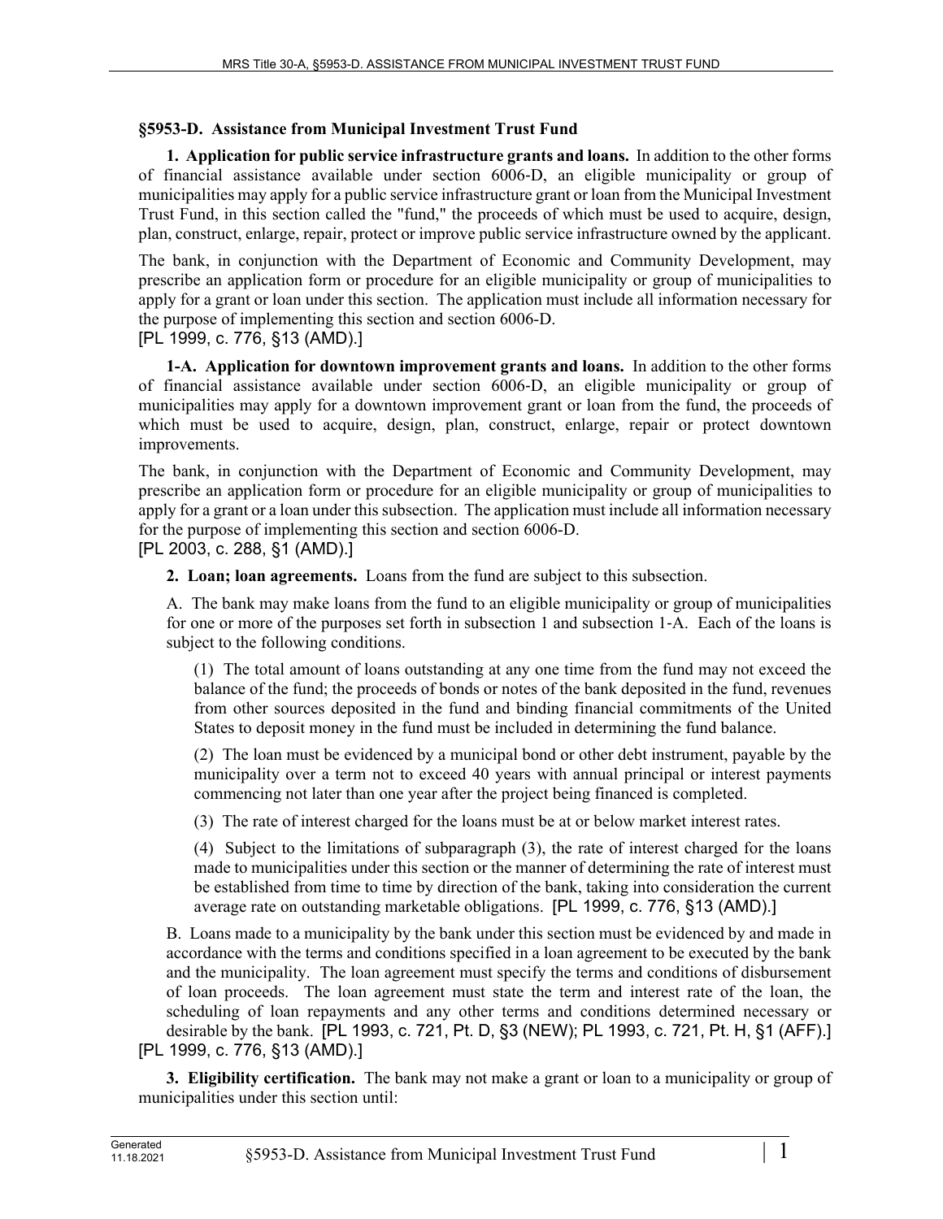**§5953-D. Assistance from Municipal Investment Trust Fund**

**1. Application for public service infrastructure grants and loans.** In addition to the other forms of financial assistance available under section 6006-D, an eligible municipality or group of municipalities may apply for a public service infrastructure grant or loan from the Municipal Investment Trust Fund, in this section called the "fund," the proceeds of which must be used to acquire, design, plan, construct, enlarge, repair, protect or improve public service infrastructure owned by the applicant.

The bank, in conjunction with the Department of Economic and Community Development, may prescribe an application form or procedure for an eligible municipality or group of municipalities to apply for a grant or loan under this section. The application must include all information necessary for the purpose of implementing this section and section 6006-D.

[PL 1999, c. 776, §13 (AMD).]

**1-A. Application for downtown improvement grants and loans.** In addition to the other forms of financial assistance available under section 6006-D, an eligible municipality or group of municipalities may apply for a downtown improvement grant or loan from the fund, the proceeds of which must be used to acquire, design, plan, construct, enlarge, repair or protect downtown improvements.

The bank, in conjunction with the Department of Economic and Community Development, may prescribe an application form or procedure for an eligible municipality or group of municipalities to apply for a grant or a loan under this subsection. The application must include all information necessary for the purpose of implementing this section and section 6006-D.

[PL 2003, c. 288, §1 (AMD).]

**2. Loan; loan agreements.** Loans from the fund are subject to this subsection.

A. The bank may make loans from the fund to an eligible municipality or group of municipalities for one or more of the purposes set forth in subsection 1 and subsection 1-A. Each of the loans is subject to the following conditions.

(1) The total amount of loans outstanding at any one time from the fund may not exceed the balance of the fund; the proceeds of bonds or notes of the bank deposited in the fund, revenues from other sources deposited in the fund and binding financial commitments of the United States to deposit money in the fund must be included in determining the fund balance.

(2) The loan must be evidenced by a municipal bond or other debt instrument, payable by the municipality over a term not to exceed 40 years with annual principal or interest payments commencing not later than one year after the project being financed is completed.

(3) The rate of interest charged for the loans must be at or below market interest rates.

(4) Subject to the limitations of subparagraph (3), the rate of interest charged for the loans made to municipalities under this section or the manner of determining the rate of interest must be established from time to time by direction of the bank, taking into consideration the current average rate on outstanding marketable obligations. [PL 1999, c. 776, §13 (AMD).]

B. Loans made to a municipality by the bank under this section must be evidenced by and made in accordance with the terms and conditions specified in a loan agreement to be executed by the bank and the municipality. The loan agreement must specify the terms and conditions of disbursement of loan proceeds. The loan agreement must state the term and interest rate of the loan, the scheduling of loan repayments and any other terms and conditions determined necessary or desirable by the bank. [PL 1993, c. 721, Pt. D, §3 (NEW); PL 1993, c. 721, Pt. H, §1 (AFF).]

[PL 1999, c. 776, §13 (AMD).]

**3. Eligibility certification.** The bank may not make a grant or loan to a municipality or group of municipalities under this section until: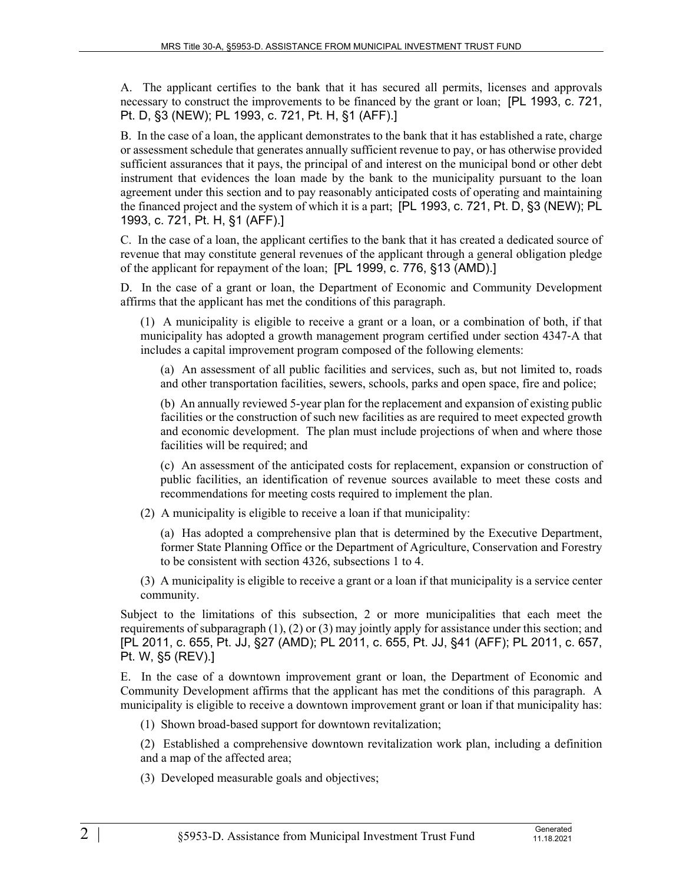A. The applicant certifies to the bank that it has secured all permits, licenses and approvals necessary to construct the improvements to be financed by the grant or loan; [PL 1993, c. 721, Pt. D, §3 (NEW); PL 1993, c. 721, Pt. H, §1 (AFF).]

B. In the case of a loan, the applicant demonstrates to the bank that it has established a rate, charge or assessment schedule that generates annually sufficient revenue to pay, or has otherwise provided sufficient assurances that it pays, the principal of and interest on the municipal bond or other debt instrument that evidences the loan made by the bank to the municipality pursuant to the loan agreement under this section and to pay reasonably anticipated costs of operating and maintaining the financed project and the system of which it is a part; [PL 1993, c. 721, Pt. D, §3 (NEW); PL 1993, c. 721, Pt. H, §1 (AFF).]

C. In the case of a loan, the applicant certifies to the bank that it has created a dedicated source of revenue that may constitute general revenues of the applicant through a general obligation pledge of the applicant for repayment of the loan; [PL 1999, c. 776, §13 (AMD).]

D. In the case of a grant or loan, the Department of Economic and Community Development affirms that the applicant has met the conditions of this paragraph.

(1) A municipality is eligible to receive a grant or a loan, or a combination of both, if that municipality has adopted a growth management program certified under section 4347-A that includes a capital improvement program composed of the following elements:

(a) An assessment of all public facilities and services, such as, but not limited to, roads and other transportation facilities, sewers, schools, parks and open space, fire and police;

(b) An annually reviewed 5-year plan for the replacement and expansion of existing public facilities or the construction of such new facilities as are required to meet expected growth and economic development. The plan must include projections of when and where those facilities will be required; and

(c) An assessment of the anticipated costs for replacement, expansion or construction of public facilities, an identification of revenue sources available to meet these costs and recommendations for meeting costs required to implement the plan.

(2) A municipality is eligible to receive a loan if that municipality:

(a) Has adopted a comprehensive plan that is determined by the Executive Department, former State Planning Office or the Department of Agriculture, Conservation and Forestry to be consistent with section 4326, subsections 1 to 4.

(3) A municipality is eligible to receive a grant or a loan if that municipality is a service center community.

Subject to the limitations of this subsection, 2 or more municipalities that each meet the requirements of subparagraph (1), (2) or (3) may jointly apply for assistance under this section; and [PL 2011, c. 655, Pt. JJ, §27 (AMD); PL 2011, c. 655, Pt. JJ, §41 (AFF); PL 2011, c. 657, Pt. W, §5 (REV).]

E. In the case of a downtown improvement grant or loan, the Department of Economic and Community Development affirms that the applicant has met the conditions of this paragraph. A municipality is eligible to receive a downtown improvement grant or loan if that municipality has:

(1) Shown broad-based support for downtown revitalization;

(2) Established a comprehensive downtown revitalization work plan, including a definition and a map of the affected area;

(3) Developed measurable goals and objectives;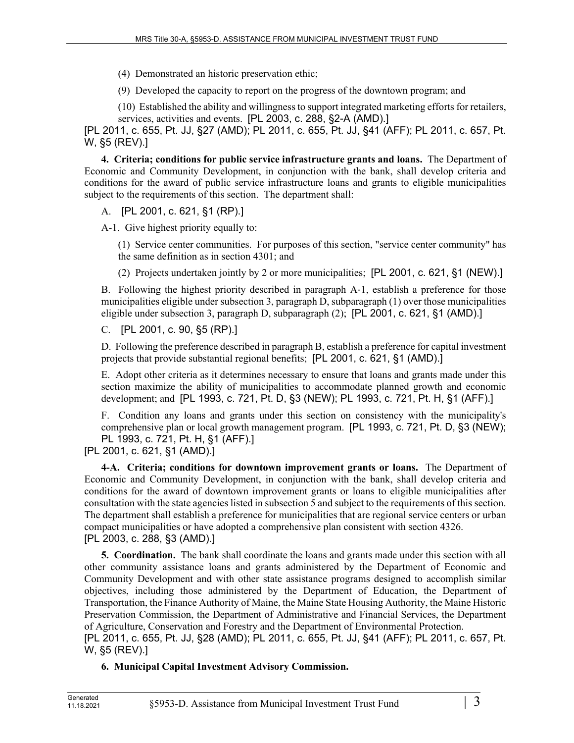(4) Demonstrated an historic preservation ethic;

(9) Developed the capacity to report on the progress of the downtown program; and

(10) Established the ability and willingness to support integrated marketing efforts for retailers, services, activities and events. [PL 2003, c. 288, §2-A (AMD).]

[PL 2011, c. 655, Pt. JJ, §27 (AMD); PL 2011, c. 655, Pt. JJ, §41 (AFF); PL 2011, c. 657, Pt. W, §5 (REV).]

**4. Criteria; conditions for public service infrastructure grants and loans.** The Department of Economic and Community Development, in conjunction with the bank, shall develop criteria and conditions for the award of public service infrastructure loans and grants to eligible municipalities subject to the requirements of this section. The department shall:

A. [PL 2001, c. 621, §1 (RP).]

A-1. Give highest priority equally to:

(1) Service center communities. For purposes of this section, "service center community" has the same definition as in section 4301; and

(2) Projects undertaken jointly by 2 or more municipalities; [PL 2001, c. 621, §1 (NEW).]

B. Following the highest priority described in paragraph A-1, establish a preference for those municipalities eligible under subsection 3, paragraph D, subparagraph (1) over those municipalities eligible under subsection 3, paragraph D, subparagraph (2); [PL 2001, c. 621, §1 (AMD).]

C. [PL 2001, c. 90, §5 (RP).]

D. Following the preference described in paragraph B, establish a preference for capital investment projects that provide substantial regional benefits; [PL 2001, c. 621, §1 (AMD).]

E. Adopt other criteria as it determines necessary to ensure that loans and grants made under this section maximize the ability of municipalities to accommodate planned growth and economic development; and [PL 1993, c. 721, Pt. D, §3 (NEW); PL 1993, c. 721, Pt. H, §1 (AFF).]

F. Condition any loans and grants under this section on consistency with the municipality's comprehensive plan or local growth management program. [PL 1993, c. 721, Pt. D, §3 (NEW); PL 1993, c. 721, Pt. H, §1 (AFF).]

[PL 2001, c. 621, §1 (AMD).]

**4-A. Criteria; conditions for downtown improvement grants or loans.** The Department of Economic and Community Development, in conjunction with the bank, shall develop criteria and conditions for the award of downtown improvement grants or loans to eligible municipalities after consultation with the state agencies listed in subsection 5 and subject to the requirements of this section. The department shall establish a preference for municipalities that are regional service centers or urban compact municipalities or have adopted a comprehensive plan consistent with section 4326.

[PL 2003, c. 288, §3 (AMD).]

**5. Coordination.** The bank shall coordinate the loans and grants made under this section with all other community assistance loans and grants administered by the Department of Economic and Community Development and with other state assistance programs designed to accomplish similar objectives, including those administered by the Department of Education, the Department of Transportation, the Finance Authority of Maine, the Maine State Housing Authority, the Maine Historic Preservation Commission, the Department of Administrative and Financial Services, the Department of Agriculture, Conservation and Forestry and the Department of Environmental Protection.

[PL 2011, c. 655, Pt. JJ, §28 (AMD); PL 2011, c. 655, Pt. JJ, §41 (AFF); PL 2011, c. 657, Pt. W, §5 (REV).]

**6. Municipal Capital Investment Advisory Commission.**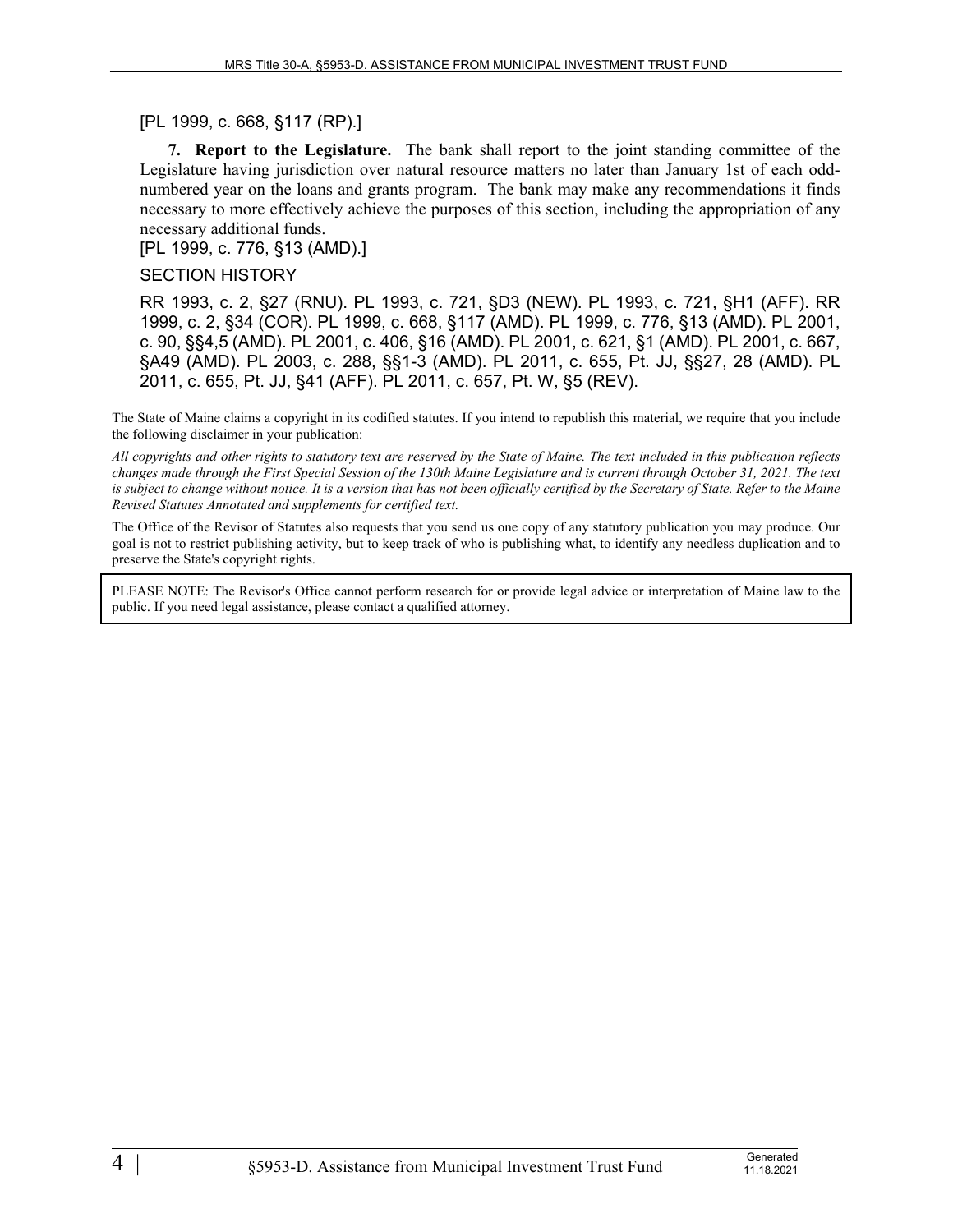[PL 1999, c. 668, §117 (RP).]

**7. Report to the Legislature.** The bank shall report to the joint standing committee of the Legislature having jurisdiction over natural resource matters no later than January 1st of each odd-numbered year on the loans and grants program. The bank may make any recommendations it finds necessary to more effectively achieve the purposes of this section, including the appropriation of any necessary additional funds.

[PL 1999, c. 776, §13 (AMD).]

SECTION HISTORY

RR 1993, c. 2, §27 (RNU). PL 1993, c. 721, §D3 (NEW). PL 1993, c. 721, §H1 (AFF). RR 1999, c. 2, §34 (COR). PL 1999, c. 668, §117 (AMD). PL 1999, c. 776, §13 (AMD). PL 2001, c. 90, §§4,5 (AMD). PL 2001, c. 406, §16 (AMD). PL 2001, c. 621, §1 (AMD). PL 2001, c. 667, §A49 (AMD). PL 2003, c. 288, §§1-3 (AMD). PL 2011, c. 655, Pt. JJ, §§27, 28 (AMD). PL 2011, c. 655, Pt. JJ, §41 (AFF). PL 2011, c. 657, Pt. W, §5 (REV).

The State of Maine claims a copyright in its codified statutes. If you intend to republish this material, we require that you include the following disclaimer in your publication:

*All copyrights and other rights to statutory text are reserved by the State of Maine. The text included in this publication reflects changes made through the First Special Session of the 130th Maine Legislature and is current through October 31, 2021. The text is subject to change without notice. It is a version that has not been officially certified by the Secretary of State. Refer to the Maine Revised Statutes Annotated and supplements for certified text.*

The Office of the Revisor of Statutes also requests that you send us one copy of any statutory publication you may produce. Our goal is not to restrict publishing activity, but to keep track of who is publishing what, to identify any needless duplication and to preserve the State's copyright rights.

PLEASE NOTE: The Revisor's Office cannot perform research for or provide legal advice or interpretation of Maine law to the public. If you need legal assistance, please contact a qualified attorney.